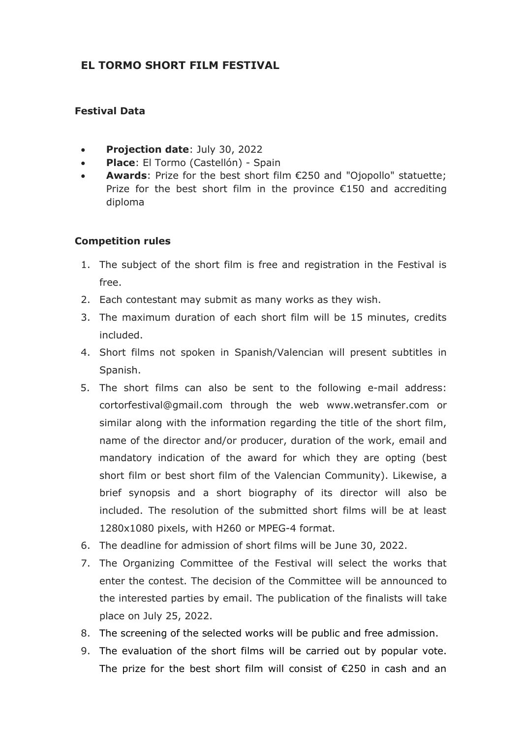# EL TORMO SHORT FILM FESTIVAL

## Festival Data

- **Projection date**: July 30, 2022
- **Place**: El Tormo (Castellón) - Spain
- **Awards**: Prize for the best short film €250 and "Ojopollo" statuette; Prize for the best short film in the province €150 and accrediting diploma

## Competition rules

1. The subject of the short film is free and registration in the Festival is free.
2. Each contestant may submit as many works as they wish.
3. The maximum duration of each short film will be 15 minutes, credits included.
4. Short films not spoken in Spanish/Valencian will present subtitles in Spanish.
5. The short films can also be sent to the following e-mail address: cortorfestival@gmail.com through the web www.wetransfer.com or similar along with the information regarding the title of the short film, name of the director and/or producer, duration of the work, email and mandatory indication of the award for which they are opting (best short film or best short film of the Valencian Community). Likewise, a brief synopsis and a short biography of its director will also be included. The resolution of the submitted short films will be at least 1280x1080 pixels, with H260 or MPEG-4 format.
6. The deadline for admission of short films will be June 30, 2022.
7. The Organizing Committee of the Festival will select the works that enter the contest. The decision of the Committee will be announced to the interested parties by email. The publication of the finalists will take place on July 25, 2022.
8. The screening of the selected works will be public and free admission.
9. The evaluation of the short films will be carried out by popular vote. The prize for the best short film will consist of €250 in cash and an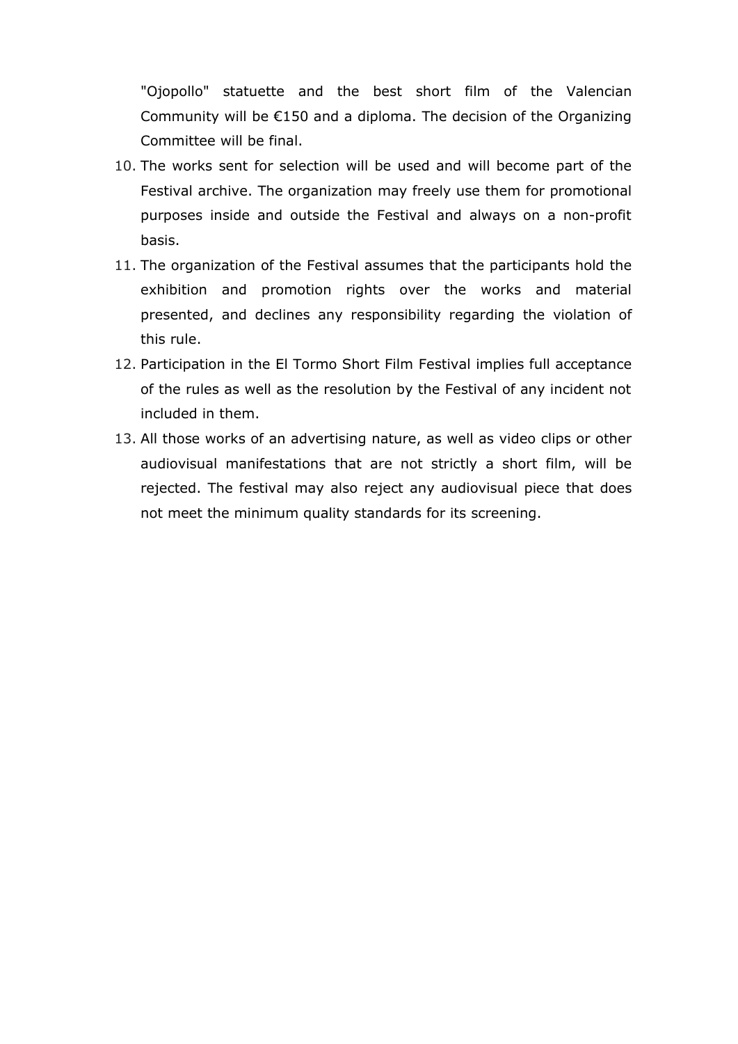"Ojopollo" statuette and the best short film of the Valencian Community will be €150 and a diploma. The decision of the Organizing Committee will be final.

10. The works sent for selection will be used and will become part of the Festival archive. The organization may freely use them for promotional purposes inside and outside the Festival and always on a non-profit basis.
11. The organization of the Festival assumes that the participants hold the exhibition and promotion rights over the works and material presented, and declines any responsibility regarding the violation of this rule.
12. Participation in the El Tormo Short Film Festival implies full acceptance of the rules as well as the resolution by the Festival of any incident not included in them.
13. All those works of an advertising nature, as well as video clips or other audiovisual manifestations that are not strictly a short film, will be rejected. The festival may also reject any audiovisual piece that does not meet the minimum quality standards for its screening.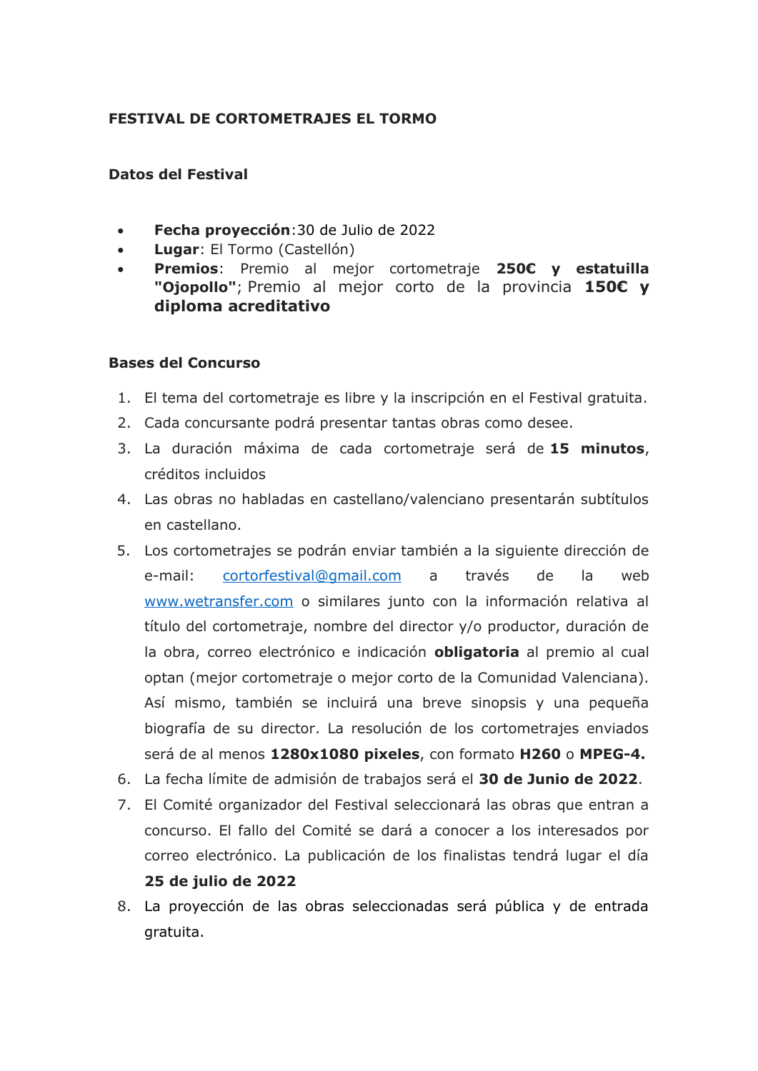**FESTIVAL DE CORTOMETRAJES EL TORMO**

**Datos del Festival**

- **Fecha proyección**:30 de Julio de 2022
- **Lugar**: El Tormo (Castellón)
- **Premios**: Premio al mejor cortometraje **250€ y estatuilla "Ojopollo"**; Premio al mejor corto de la provincia **150€ y diploma acreditativo**

**Bases del Concurso**

1. El tema del cortometraje es libre y la inscripción en el Festival gratuita.
2. Cada concursante podrá presentar tantas obras como desee.
3. La duración máxima de cada cortometraje será de **15 minutos**, créditos incluidos
4. Las obras no habladas en castellano/valenciano presentarán subtítulos en castellano.
5. Los cortometrajes se podrán enviar también a la siguiente dirección de e-mail: cortorfestival@gmail.com a través de la web www.wetransfer.com o similares junto con la información relativa al título del cortometraje, nombre del director y/o productor, duración de la obra, correo electrónico e indicación **obligatoria** al premio al cual optan (mejor cortometraje o mejor corto de la Comunidad Valenciana). Así mismo, también se incluirá una breve sinopsis y una pequeña biografía de su director. La resolución de los cortometrajes enviados será de al menos **1280x1080 pixeles**, con formato **H260** o **MPEG-4.**
6. La fecha límite de admisión de trabajos será el **30 de Junio de 2022**.
7. El Comité organizador del Festival seleccionará las obras que entran a concurso. El fallo del Comité se dará a conocer a los interesados por correo electrónico. La publicación de los finalistas tendrá lugar el día **25 de julio de 2022**
8. La proyección de las obras seleccionadas será pública y de entrada gratuita.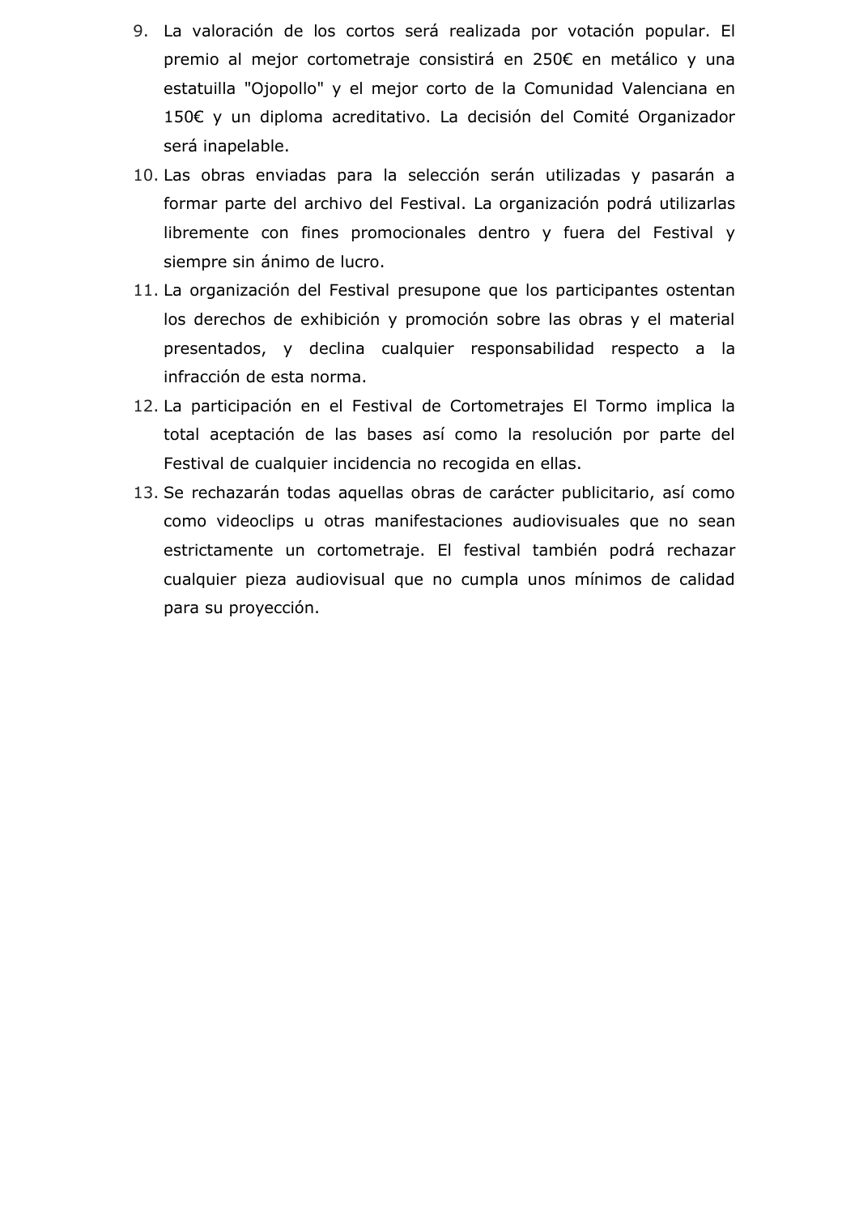9. La valoración de los cortos será realizada por votación popular. El premio al mejor cortometraje consistirá en 250€ en metálico y una estatuilla "Ojopollo" y el mejor corto de la Comunidad Valenciana en 150€ y un diploma acreditativo. La decisión del Comité Organizador será inapelable.
10. Las obras enviadas para la selección serán utilizadas y pasarán a formar parte del archivo del Festival. La organización podrá utilizarlas libremente con fines promocionales dentro y fuera del Festival y siempre sin ánimo de lucro.
11. La organización del Festival presupone que los participantes ostentan los derechos de exhibición y promoción sobre las obras y el material presentados, y declina cualquier responsabilidad respecto a la infracción de esta norma.
12. La participación en el Festival de Cortometrajes El Tormo implica la total aceptación de las bases así como la resolución por parte del Festival de cualquier incidencia no recogida en ellas.
13. Se rechazarán todas aquellas obras de carácter publicitario, así como como videoclips u otras manifestaciones audiovisuales que no sean estrictamente un cortometraje. El festival también podrá rechazar cualquier pieza audiovisual que no cumpla unos mínimos de calidad para su proyección.